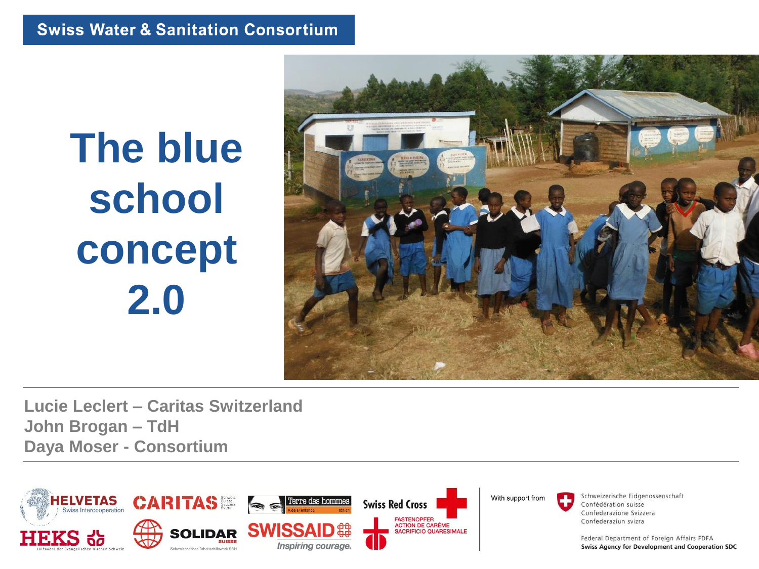Swiss Water & Sanitation Consortium

# The blue school concept 2.0

**Lucie Leclert – Caritas Switzerland**
**John Brogan – TdH**
**Daya Moser - Consortium**

With support from

Schweizerische Eidgenossenschaft
Confédération suisse
Confederazione Svizzera
Confederaziun svizra

Federal Department of Foreign Affairs FDFA
**Swiss Agency for Development and Cooperation SDC**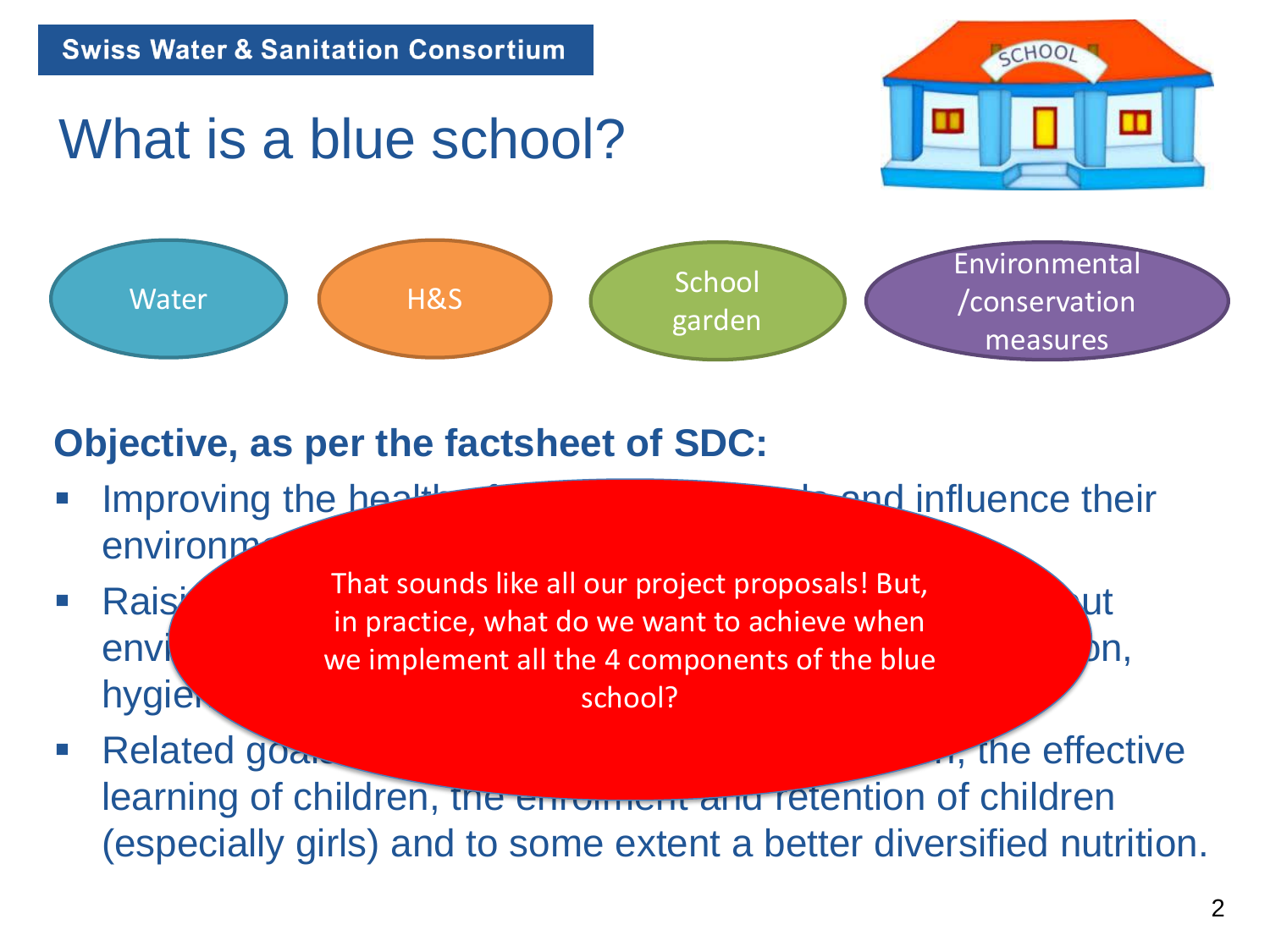Swiss Water & Sanitation Consortium

# What is a blue school?

Water | H&S | School garden | Environmental /conservation measures

**Objective, as per the factsheet of SDC:**

- Improving the healt... and influence their environm...
- Raisi... ut envi... on, hygie...
- Related goa... , the effective learning of children, the enrolment and retention of children (especially girls) and to some extent a better diversified nutrition.

That sounds like all our project proposals! But, in practice, what do we want to achieve when we implement all the 4 components of the blue school?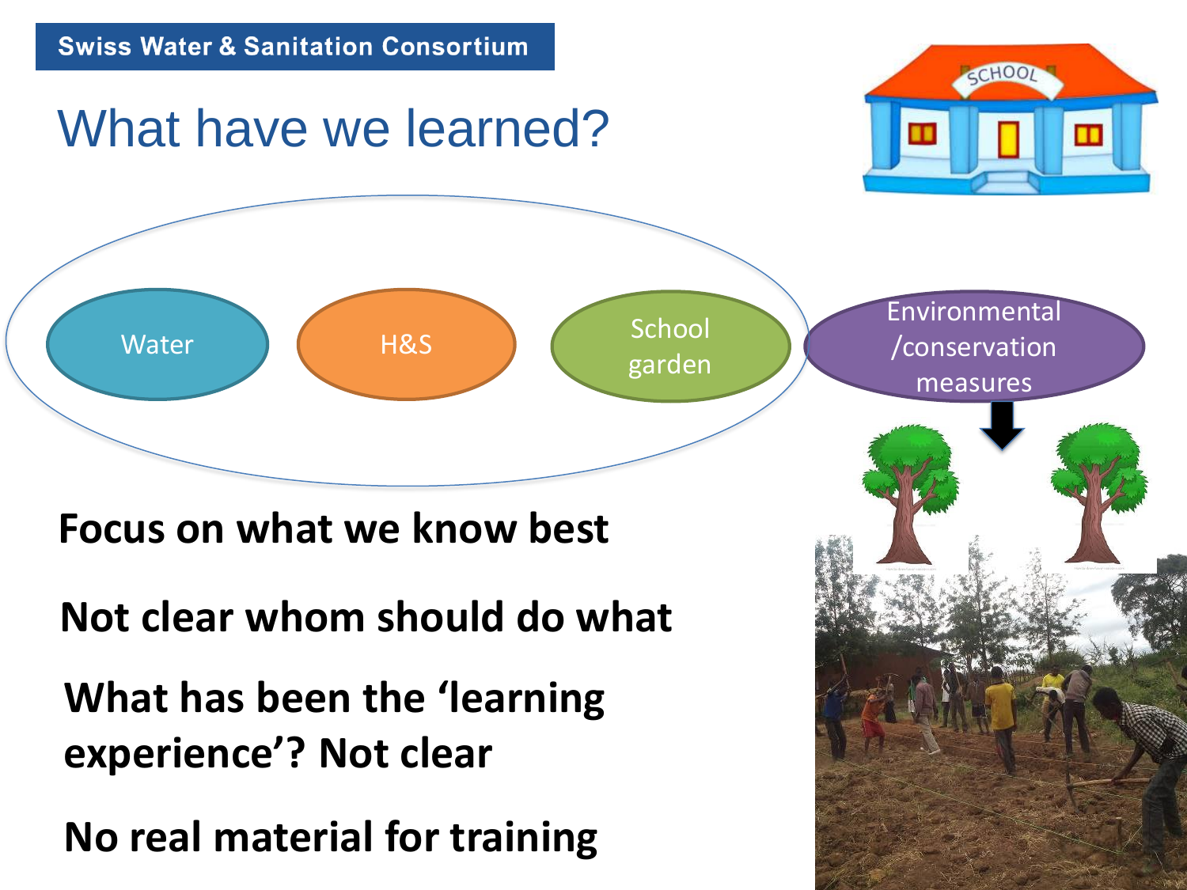Swiss Water & Sanitation Consortium

# What have we learned?

Water

H&S

School garden

Environmental /conservation measures

**Focus on what we know best**

**Not clear whom should do what**

**What has been the 'learning experience'? Not clear**

**No real material for training**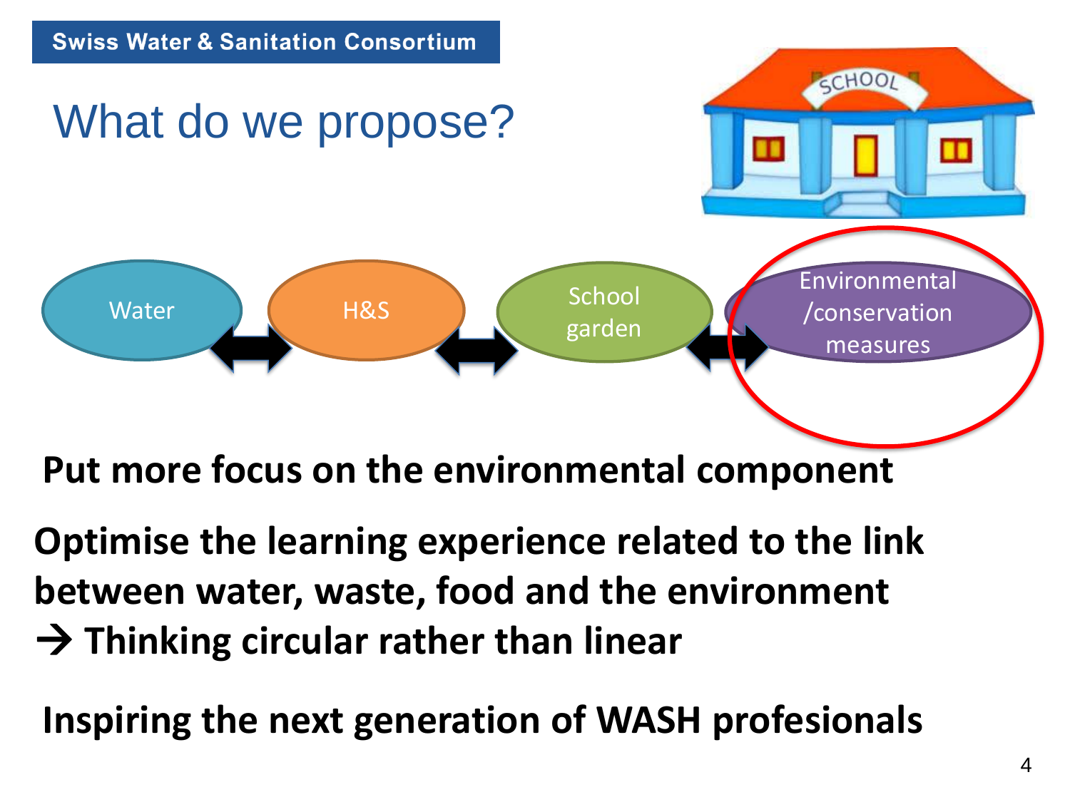Swiss Water & Sanitation Consortium

# What do we propose?

Water ↔ H&S ↔ School garden ↔ Environmental /conservation measures

**Put more focus on the environmental component**

**Optimise the learning experience related to the link between water, waste, food and the environment**
**→ Thinking circular rather than linear**

**Inspiring the next generation of WASH profesionals**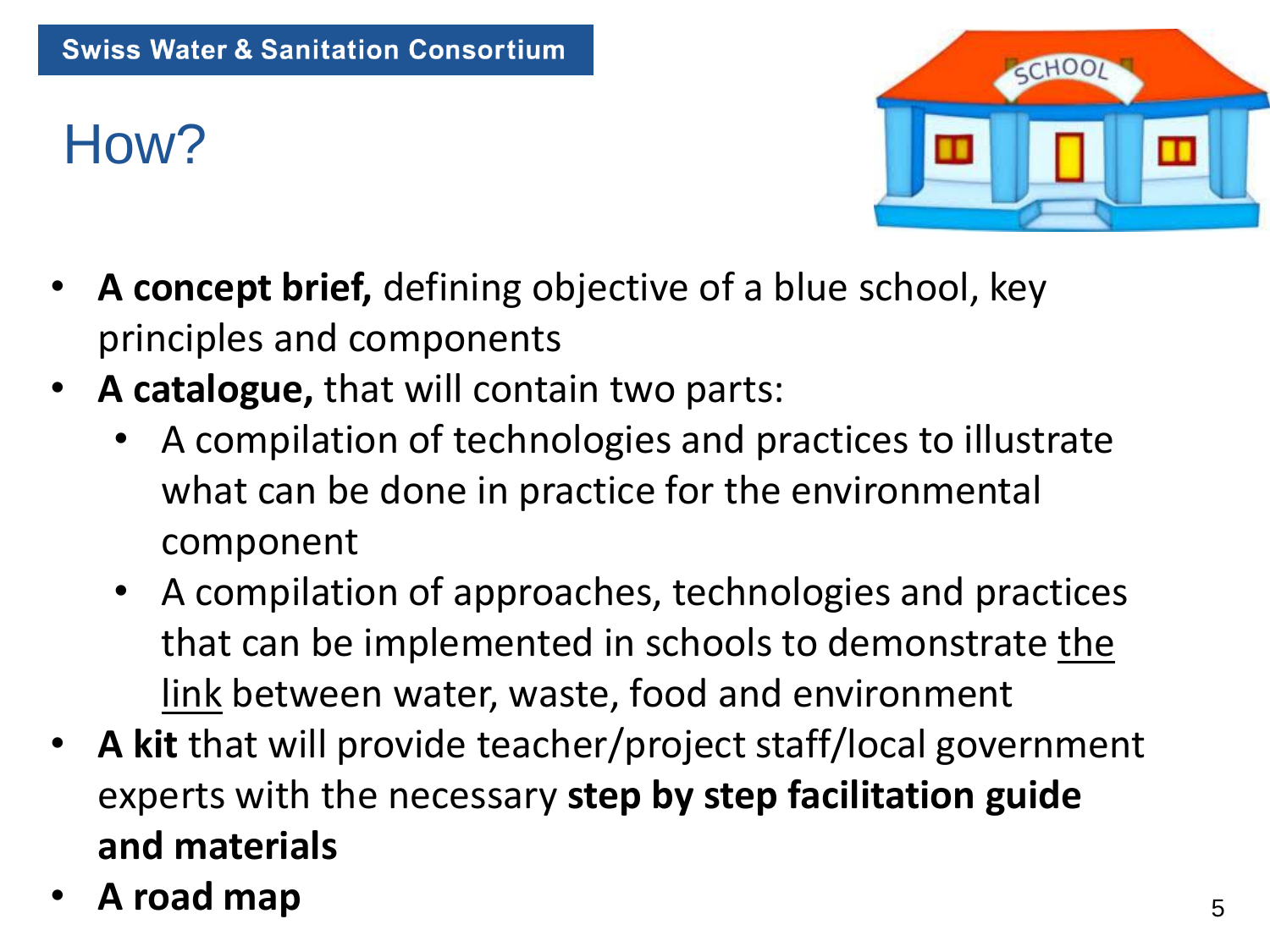Swiss Water & Sanitation Consortium

# How?

- **A concept brief,** defining objective of a blue school, key principles and components
- **A catalogue,** that will contain two parts:
    - A compilation of technologies and practices to illustrate what can be done in practice for the environmental component
    - A compilation of approaches, technologies and practices that can be implemented in schools to demonstrate <u>the link</u> between water, waste, food and environment
- **A kit** that will provide teacher/project staff/local government experts with the necessary **step by step facilitation guide and materials**
- **A road map**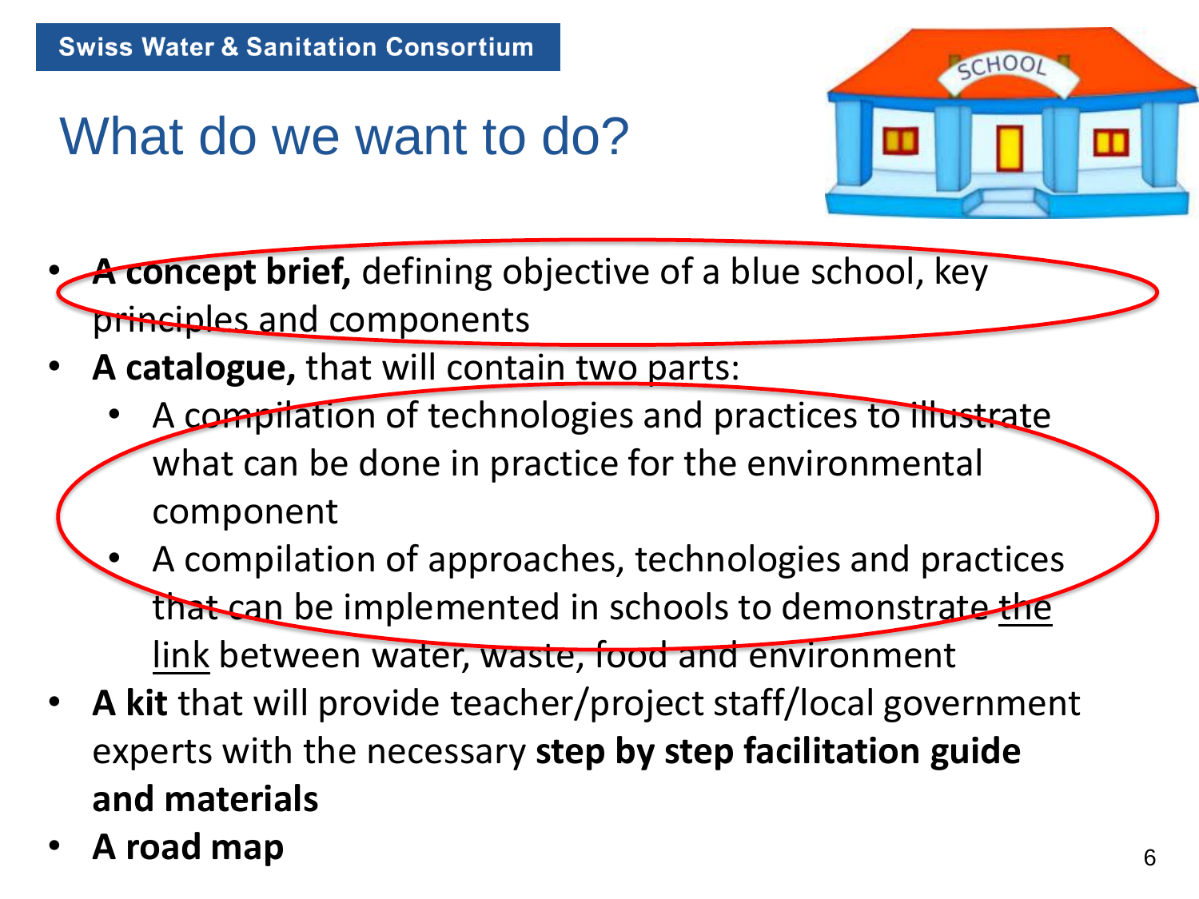Swiss Water & Sanitation Consortium

# What do we want to do?

- **A concept brief,** defining objective of a blue school, key principles and components
- **A catalogue,** that will contain two parts:
  - A compilation of technologies and practices to illustrate what can be done in practice for the environmental component
  - A compilation of approaches, technologies and practices that can be implemented in schools to demonstrate the link between water, waste, food and environment
- **A kit** that will provide teacher/project staff/local government experts with the necessary **step by step facilitation guide and materials**
- **A road map**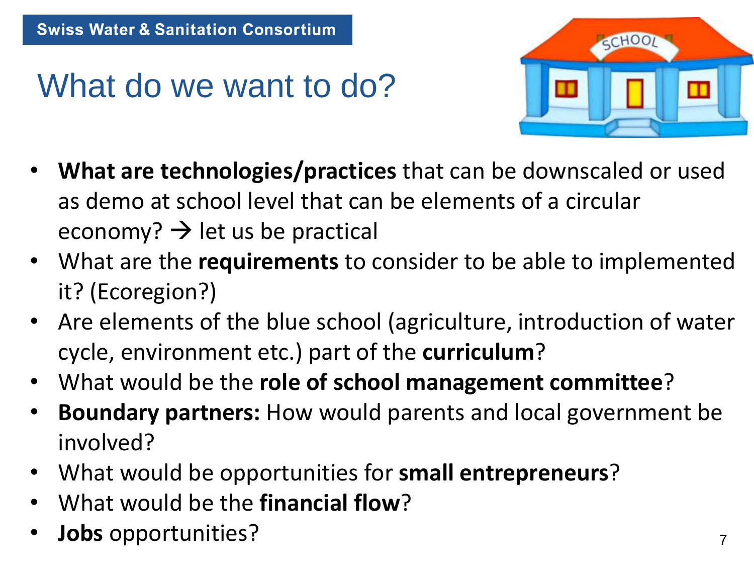Swiss Water & Sanitation Consortium

# What do we want to do?

- **What are technologies/practices** that can be downscaled or used as demo at school level that can be elements of a circular economy? → let us be practical
- What are the **requirements** to consider to be able to implemented it? (Ecoregion?)
- Are elements of the blue school (agriculture, introduction of water cycle, environment etc.) part of the **curriculum**?
- What would be the **role of school management committee**?
- **Boundary partners:** How would parents and local government be involved?
- What would be opportunities for **small entrepreneurs**?
- What would be the **financial flow**?
- **Jobs** opportunities?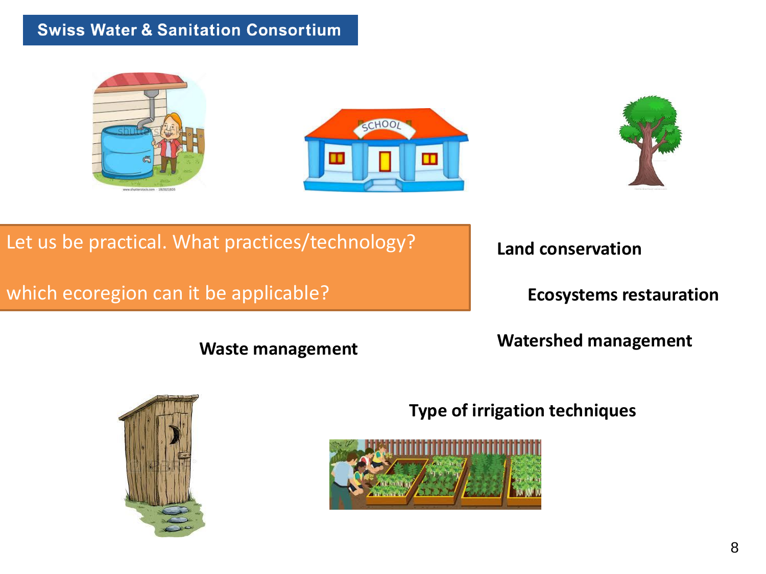**Swiss Water & Sanitation Consortium**

Let us be practical. What practices/technology?

which ecoregion can it be applicable?

**Land conservation**

**Ecosystems restauration**

**Waste management**

**Watershed management**

**Type of irrigation techniques**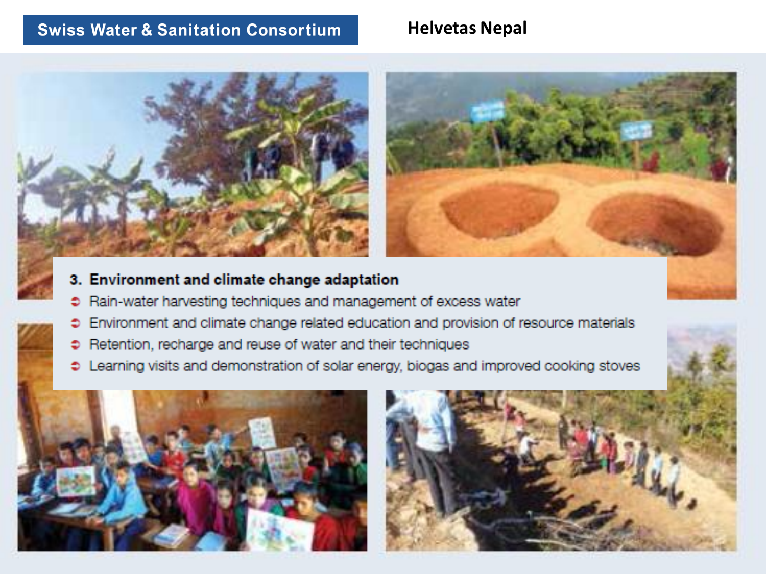Swiss Water & Sanitation Consortium

Helvetas Nepal

### 3. Environment and climate change adaptation

- Rain-water harvesting techniques and management of excess water
- Environment and climate change related education and provision of resource materials
- Retention, recharge and reuse of water and their techniques
- Learning visits and demonstration of solar energy, biogas and improved cooking stoves